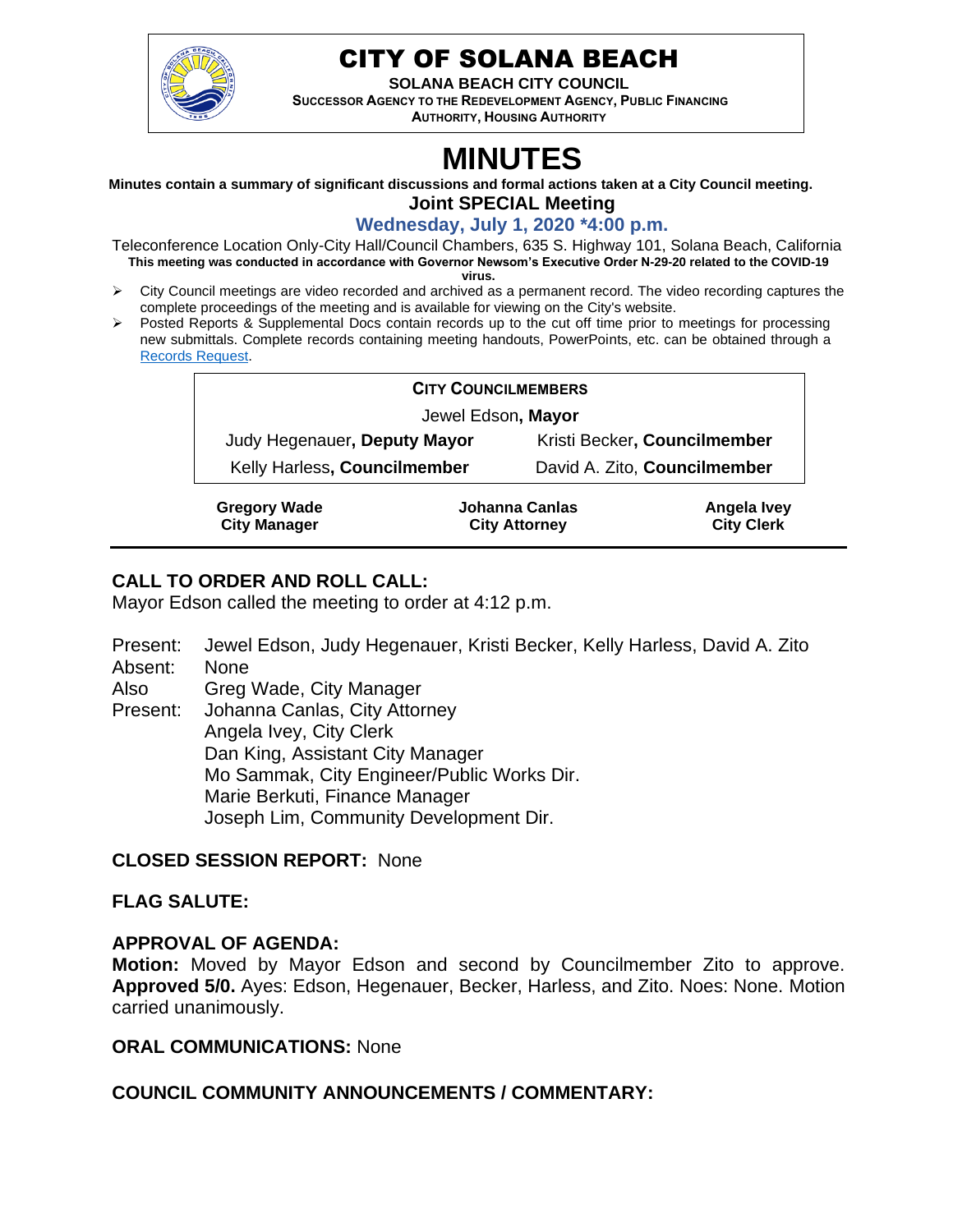# CITY OF SOLANA BEACH

**SOLANA BEACH CITY COUNCIL**
**SUCCESSOR AGENCY TO THE REDEVELOPMENT AGENCY, PUBLIC FINANCING AUTHORITY, HOUSING AUTHORITY**

# MINUTES

**Minutes contain a summary of significant discussions and formal actions taken at a City Council meeting.**

## Joint SPECIAL Meeting

### Wednesday, July 1, 2020 *4:00 p.m.

Teleconference Location Only-City Hall/Council Chambers, 635 S. Highway 101, Solana Beach, California
**This meeting was conducted in accordance with Governor Newsom's Executive Order N-29-20 related to the COVID-19 virus.**

- City Council meetings are video recorded and archived as a permanent record. The video recording captures the complete proceedings of the meeting and is available for viewing on the City's website.
- Posted Reports & Supplemental Docs contain records up to the cut off time prior to meetings for processing new submittals. Complete records containing meeting handouts, PowerPoints, etc. can be obtained through a Records Request.

| CITY COUNCILMEMBERS | |
|---|---|
| Jewel Edson, **Mayor** | |
| Judy Hegenauer, **Deputy Mayor** | Kristi Becker, **Councilmember** |
| Kelly Harless, **Councilmember** | David A. Zito, **Councilmember** |

| **Gregory Wade** | **Johanna Canlas** | **Angela Ivey** |
|---|---|---|
| **City Manager** | **City Attorney** | **City Clerk** |

## CALL TO ORDER AND ROLL CALL:

Mayor Edson called the meeting to order at 4:12 p.m.

Present: Jewel Edson, Judy Hegenauer, Kristi Becker, Kelly Harless, David A. Zito
Absent: None
Also Present: Greg Wade, City Manager
Johanna Canlas, City Attorney
Angela Ivey, City Clerk
Dan King, Assistant City Manager
Mo Sammak, City Engineer/Public Works Dir.
Marie Berkuti, Finance Manager
Joseph Lim, Community Development Dir.

## CLOSED SESSION REPORT: None

## FLAG SALUTE:

## APPROVAL OF AGENDA:

**Motion:** Moved by Mayor Edson and second by Councilmember Zito to approve. **Approved 5/0.** Ayes: Edson, Hegenauer, Becker, Harless, and Zito. Noes: None. Motion carried unanimously.

## ORAL COMMUNICATIONS: None

## COUNCIL COMMUNITY ANNOUNCEMENTS / COMMENTARY: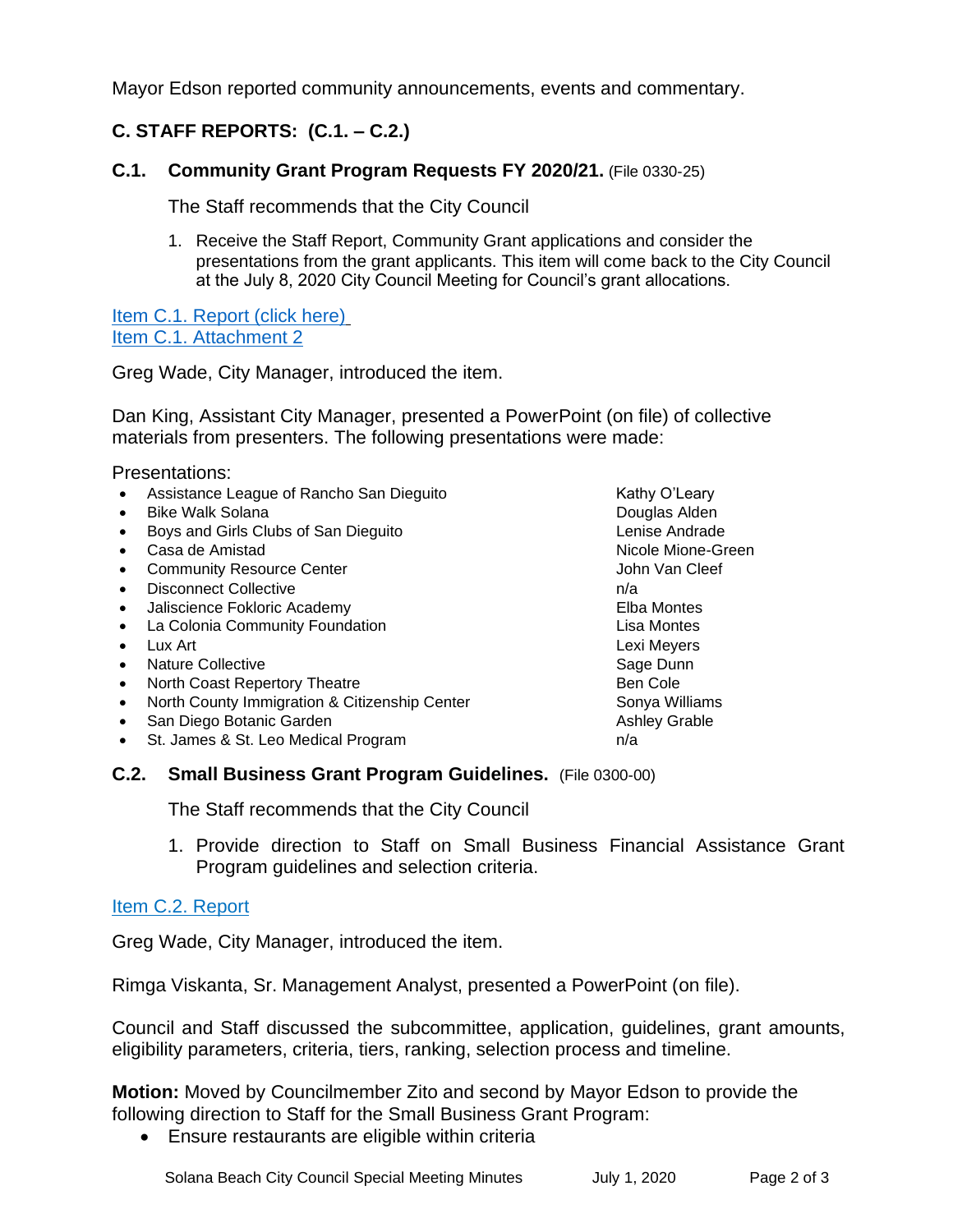Mayor Edson reported community announcements, events and commentary.

## C. STAFF REPORTS: (C.1. – C.2.)

### C.1. Community Grant Program Requests FY 2020/21. (File 0330-25)

The Staff recommends that the City Council

1. Receive the Staff Report, Community Grant applications and consider the presentations from the grant applicants. This item will come back to the City Council at the July 8, 2020 City Council Meeting for Council's grant allocations.

Item C.1. Report (click here)
Item C.1. Attachment 2

Greg Wade, City Manager, introduced the item.

Dan King, Assistant City Manager, presented a PowerPoint (on file) of collective materials from presenters. The following presentations were made:

Presentations:

- Assistance League of Rancho San Dieguito — Kathy O'Leary
- Bike Walk Solana — Douglas Alden
- Boys and Girls Clubs of San Dieguito — Lenise Andrade
- Casa de Amistad — Nicole Mione-Green
- Community Resource Center — John Van Cleef
- Disconnect Collective — n/a
- Jaliscience Fokloric Academy — Elba Montes
- La Colonia Community Foundation — Lisa Montes
- Lux Art — Lexi Meyers
- Nature Collective — Sage Dunn
- North Coast Repertory Theatre — Ben Cole
- North County Immigration & Citizenship Center — Sonya Williams
- San Diego Botanic Garden — Ashley Grable
- St. James & St. Leo Medical Program — n/a

### C.2. Small Business Grant Program Guidelines. (File 0300-00)

The Staff recommends that the City Council

1. Provide direction to Staff on Small Business Financial Assistance Grant Program guidelines and selection criteria.

Item C.2. Report

Greg Wade, City Manager, introduced the item.

Rimga Viskanta, Sr. Management Analyst, presented a PowerPoint (on file).

Council and Staff discussed the subcommittee, application, guidelines, grant amounts, eligibility parameters, criteria, tiers, ranking, selection process and timeline.

**Motion:** Moved by Councilmember Zito and second by Mayor Edson to provide the following direction to Staff for the Small Business Grant Program:

- Ensure restaurants are eligible within criteria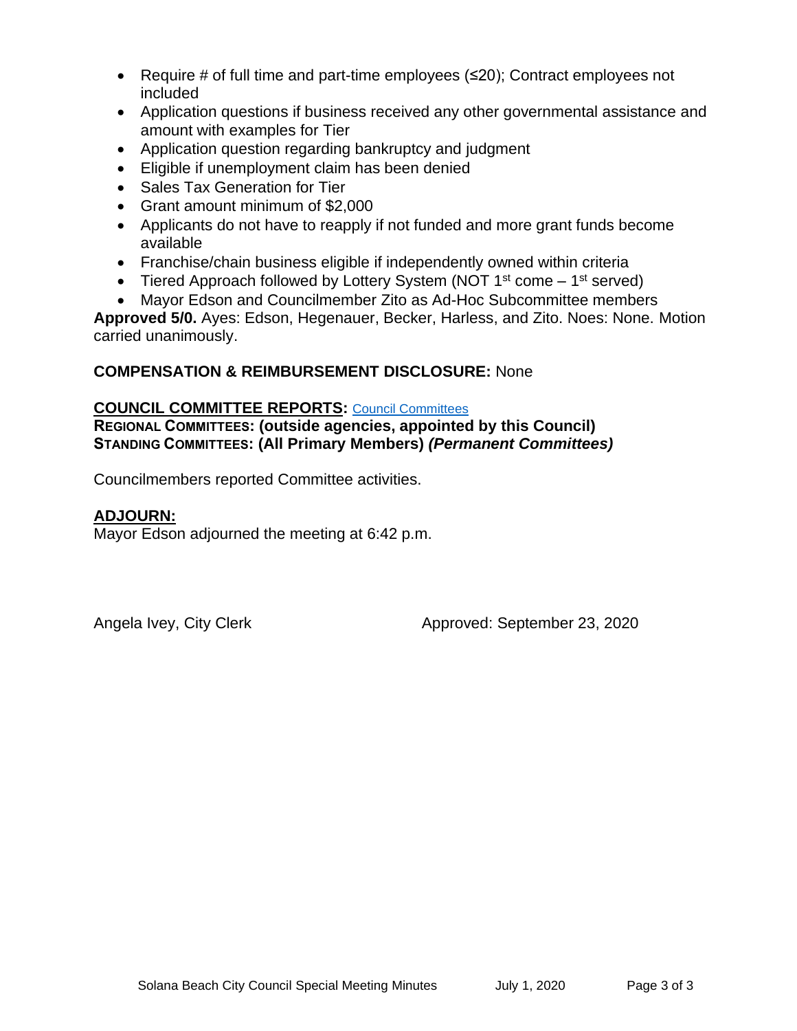- Require # of full time and part-time employees (≤20); Contract employees not included
- Application questions if business received any other governmental assistance and amount with examples for Tier
- Application question regarding bankruptcy and judgment
- Eligible if unemployment claim has been denied
- Sales Tax Generation for Tier
- Grant amount minimum of $2,000
- Applicants do not have to reapply if not funded and more grant funds become available
- Franchise/chain business eligible if independently owned within criteria
- Tiered Approach followed by Lottery System (NOT 1st come – 1st served)
- Mayor Edson and Councilmember Zito as Ad-Hoc Subcommittee members

**Approved 5/0.** Ayes: Edson, Hegenauer, Becker, Harless, and Zito. Noes: None. Motion carried unanimously.

**COMPENSATION & REIMBURSEMENT DISCLOSURE:** None

**COUNCIL COMMITTEE REPORTS:** Council Committees

**REGIONAL COMMITTEES: (outside agencies, appointed by this Council)**
**STANDING COMMITTEES: (All Primary Members)** ***(Permanent Committees)***

Councilmembers reported Committee activities.

**ADJOURN:**

Mayor Edson adjourned the meeting at 6:42 p.m.

Angela Ivey, City Clerk Approved: September 23, 2020